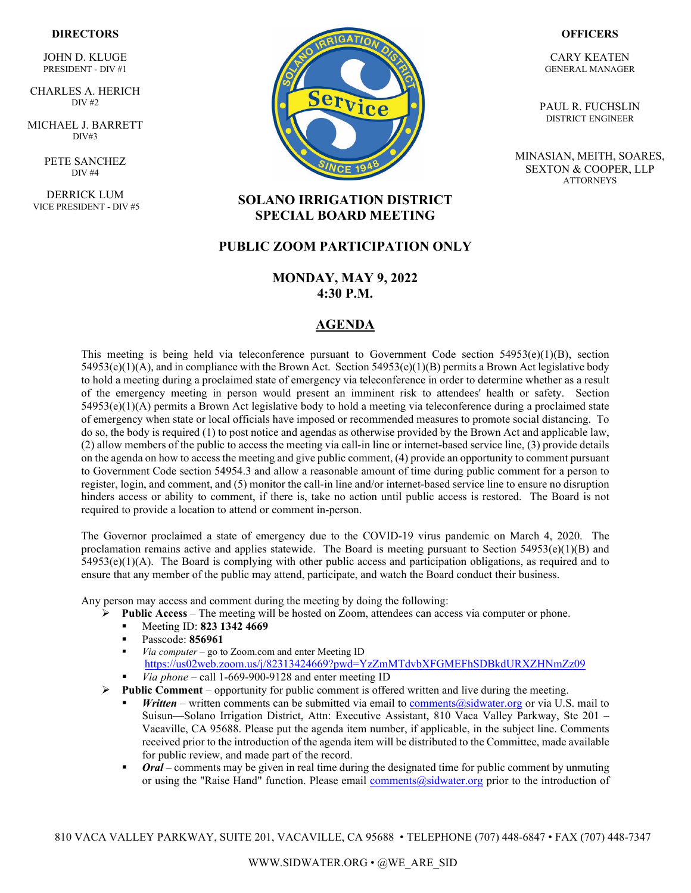**DIRECTORS**

JOHN D. KLUGE
PRESIDENT - DIV #1

CHARLES A. HERICH
DIV #2

MICHAEL J. BARRETT
DIV#3

PETE SANCHEZ
DIV #4

DERRICK LUM
VICE PRESIDENT - DIV #5

**OFFICERS**

CARY KEATEN
GENERAL MANAGER

PAUL R. FUCHSLIN
DISTRICT ENGINEER

MINASIAN, MEITH, SOARES, SEXTON & COOPER, LLP
ATTORNEYS

# SOLANO IRRIGATION DISTRICT SPECIAL BOARD MEETING

## PUBLIC ZOOM PARTICIPATION ONLY

## MONDAY, MAY 9, 2022
## 4:30 P.M.

## AGENDA

This meeting is being held via teleconference pursuant to Government Code section 54953(e)(1)(B), section 54953(e)(1)(A), and in compliance with the Brown Act. Section 54953(e)(1)(B) permits a Brown Act legislative body to hold a meeting during a proclaimed state of emergency via teleconference in order to determine whether as a result of the emergency meeting in person would present an imminent risk to attendees' health or safety. Section 54953(e)(1)(A) permits a Brown Act legislative body to hold a meeting via teleconference during a proclaimed state of emergency when state or local officials have imposed or recommended measures to promote social distancing. To do so, the body is required (1) to post notice and agendas as otherwise provided by the Brown Act and applicable law, (2) allow members of the public to access the meeting via call-in line or internet-based service line, (3) provide details on the agenda on how to access the meeting and give public comment, (4) provide an opportunity to comment pursuant to Government Code section 54954.3 and allow a reasonable amount of time during public comment for a person to register, login, and comment, and (5) monitor the call-in line and/or internet-based service line to ensure no disruption hinders access or ability to comment, if there is, take no action until public access is restored. The Board is not required to provide a location to attend or comment in-person.

The Governor proclaimed a state of emergency due to the COVID-19 virus pandemic on March 4, 2020. The proclamation remains active and applies statewide. The Board is meeting pursuant to Section 54953(e)(1)(B) and 54953(e)(1)(A). The Board is complying with other public access and participation obligations, as required and to ensure that any member of the public may attend, participate, and watch the Board conduct their business.

Any person may access and comment during the meeting by doing the following:

- **Public Access** – The meeting will be hosted on Zoom, attendees can access via computer or phone.
  - Meeting ID: **823 1342 4669**
  - Passcode: **856961**
  - *Via computer* – go to Zoom.com and enter Meeting ID
    https://us02web.zoom.us/j/82313424669?pwd=YzZmMTdvbXFGMEFhSDBkdURXZHNmZz09
  - *Via phone* – call 1-669-900-9128 and enter meeting ID
- **Public Comment** – opportunity for public comment is offered written and live during the meeting.
  - ***Written*** – written comments can be submitted via email to comments@sidwater.org or via U.S. mail to Suisun—Solano Irrigation District, Attn: Executive Assistant, 810 Vaca Valley Parkway, Ste 201 – Vacaville, CA 95688. Please put the agenda item number, if applicable, in the subject line. Comments received prior to the introduction of the agenda item will be distributed to the Committee, made available for public review, and made part of the record.
  - ***Oral*** – comments may be given in real time during the designated time for public comment by unmuting or using the "Raise Hand" function. Please email comments@sidwater.org prior to the introduction of

810 VACA VALLEY PARKWAY, SUITE 201, VACAVILLE, CA 95688 • TELEPHONE (707) 448-6847 • FAX (707) 448-7347

WWW.SIDWATER.ORG • @WE_ARE_SID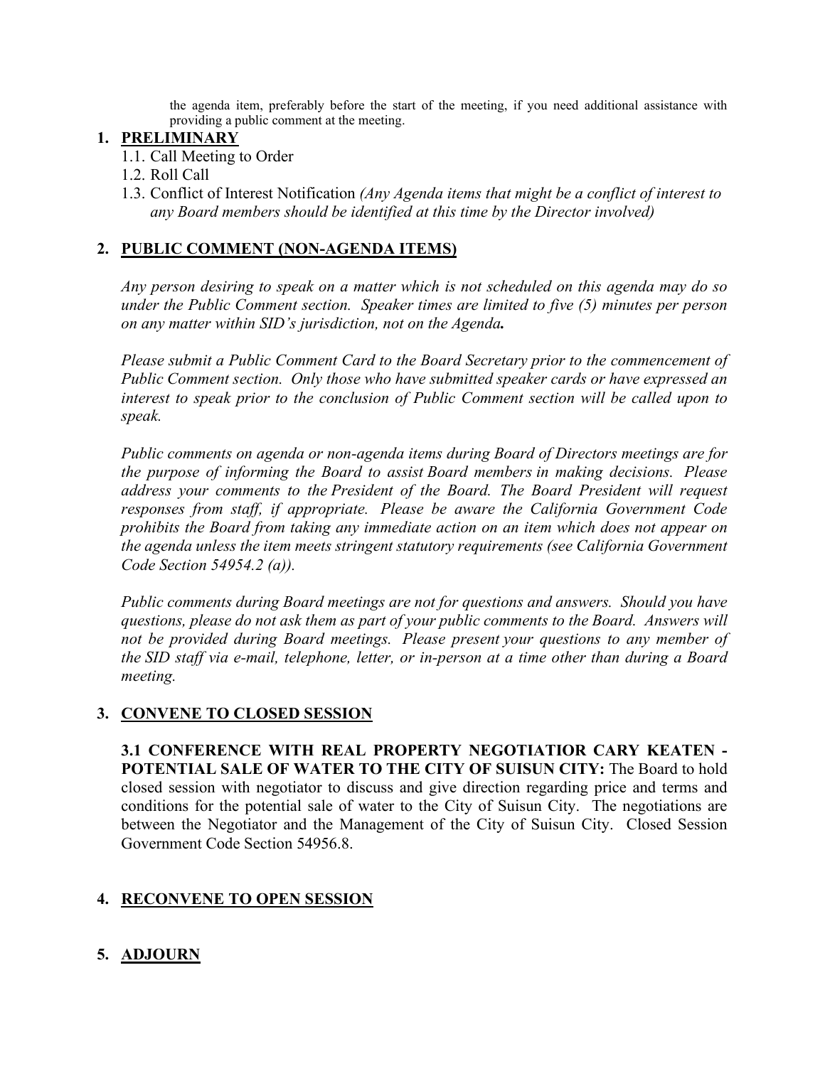the agenda item, preferably before the start of the meeting, if you need additional assistance with providing a public comment at the meeting.

1. **PRELIMINARY**
   1.1. Call Meeting to Order
   1.2. Roll Call
   1.3. Conflict of Interest Notification *(Any Agenda items that might be a conflict of interest to any Board members should be identified at this time by the Director involved)*

2. **PUBLIC COMMENT (NON-AGENDA ITEMS)**

   *Any person desiring to speak on a matter which is not scheduled on this agenda may do so under the Public Comment section. Speaker times are limited to five (5) minutes per person on any matter within SID's jurisdiction, not on the Agenda.*

   *Please submit a Public Comment Card to the Board Secretary prior to the commencement of Public Comment section. Only those who have submitted speaker cards or have expressed an interest to speak prior to the conclusion of Public Comment section will be called upon to speak.*

   *Public comments on agenda or non-agenda items during Board of Directors meetings are for the purpose of informing the Board to assist Board members in making decisions. Please address your comments to the President of the Board. The Board President will request responses from staff, if appropriate. Please be aware the California Government Code prohibits the Board from taking any immediate action on an item which does not appear on the agenda unless the item meets stringent statutory requirements (see California Government Code Section 54954.2 (a)).*

   *Public comments during Board meetings are not for questions and answers. Should you have questions, please do not ask them as part of your public comments to the Board. Answers will not be provided during Board meetings. Please present your questions to any member of the SID staff via e-mail, telephone, letter, or in-person at a time other than during a Board meeting.*

3. **CONVENE TO CLOSED SESSION**

   **3.1 CONFERENCE WITH REAL PROPERTY NEGOTIATIOR CARY KEATEN - POTENTIAL SALE OF WATER TO THE CITY OF SUISUN CITY:** The Board to hold closed session with negotiator to discuss and give direction regarding price and terms and conditions for the potential sale of water to the City of Suisun City. The negotiations are between the Negotiator and the Management of the City of Suisun City. Closed Session Government Code Section 54956.8.

4. **RECONVENE TO OPEN SESSION**

5. **ADJOURN**